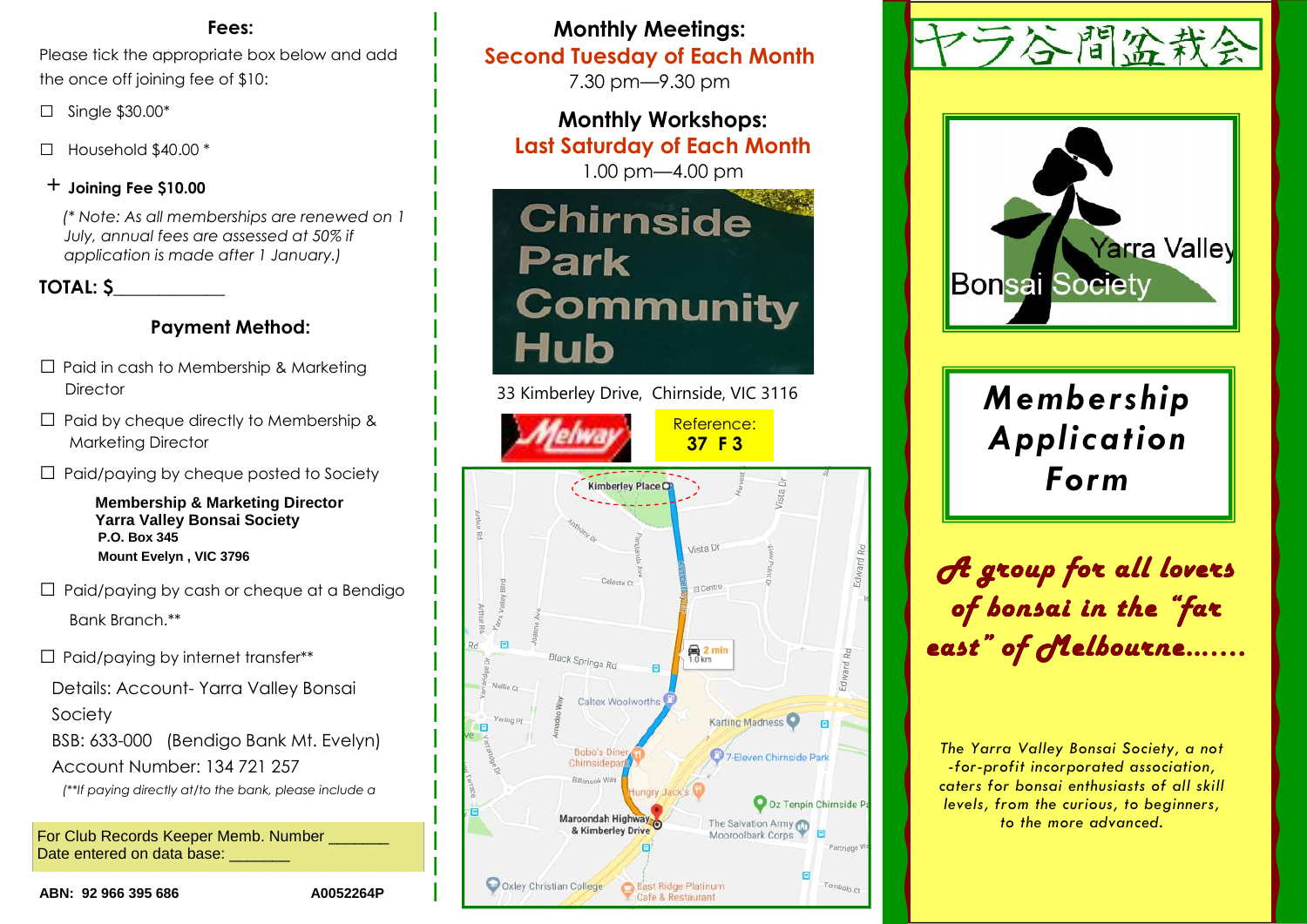## Fees:

Please tick the appropriate box below and add the once off joining fee of $10:

- ☐ Single $30.00*
- ☐ Household $40.00 *

\+ **Joining Fee $10.00**

*(* Note: As all memberships are renewed on 1 July, annual fees are assessed at 50% if application is made after 1 January.)*

**TOTAL: $____________**

## Payment Method:

- ☐ Paid in cash to Membership & Marketing Director
- ☐ Paid by cheque directly to Membership & Marketing Director
- ☐ Paid/paying by cheque posted to Society

  **Membership & Marketing Director**
  **Yarra Valley Bonsai Society**
  **P.O. Box 345**
  **Mount Evelyn , VIC 3796**

- ☐ Paid/paying by cash or cheque at a Bendigo Bank Branch.**
- ☐ Paid/paying by internet transfer**

  Details: Account- Yarra Valley Bonsai Society
  BSB: 633-000 (Bendigo Bank Mt. Evelyn)
  Account Number: 134 721 257

  *(**If paying directly at/to the bank, please include a*

For Club Records Keeper Memb. Number _______
Date entered on data base: _______

**ABN: 92 966 395 686** **A0052264P**

## Monthly Meetings:
**Second Tuesday of Each Month**
7.30 pm—9.30 pm

## Monthly Workshops:
**Last Saturday of Each Month**
1.00 pm—4.00 pm

Chirnside Park Community Hub

33 Kimberley Drive, Chirnside, VIC 3116

Melway Reference: **37 F 3**

ヤラ谷間盆栽会

Yarra Valley Bonsai Society

# *Membership Application Form*

***A group for all lovers of bonsai in the "far east" of Melbourne……***

*The Yarra Valley Bonsai Society, a not-for-profit incorporated association, caters for bonsai enthusiasts of all skill levels, from the curious, to beginners, to the more advanced.*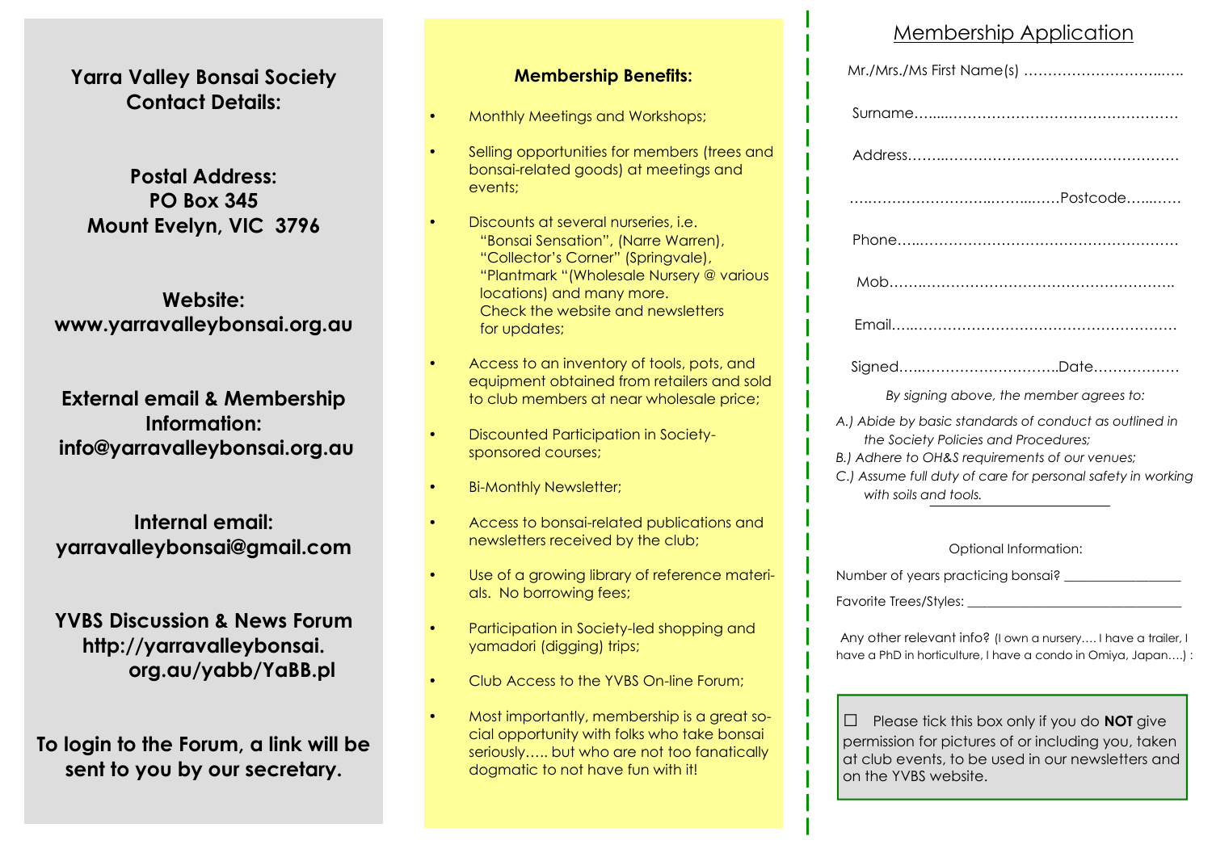**Yarra Valley Bonsai Society Contact Details:**

**Postal Address:**
**PO Box 345**
**Mount Evelyn, VIC 3796**

**Website:**
**www.yarravalleybonsai.org.au**

**External email & Membership Information:**
**info@yarravalleybonsai.org.au**

**Internal email:**
**yarravalleybonsai@gmail.com**

**YVBS Discussion & News Forum**
**http://yarravalleybonsai.org.au/yabb/YaBB.pl**

**To login to the Forum, a link will be sent to you by our secretary.**

## Membership Benefits:

- Monthly Meetings and Workshops;
- Selling opportunities for members (trees and bonsai-related goods) at meetings and events;
- Discounts at several nurseries, i.e. "Bonsai Sensation", (Narre Warren), "Collector's Corner" (Springvale), "Plantmark "(Wholesale Nursery @ various locations) and many more. Check the website and newsletters for updates;
- Access to an inventory of tools, pots, and equipment obtained from retailers and sold to club members at near wholesale price;
- Discounted Participation in Society-sponsored courses;
- Bi-Monthly Newsletter;
- Access to bonsai-related publications and newsletters received by the club;
- Use of a growing library of reference materials. No borrowing fees;
- Participation in Society-led shopping and yamadori (digging) trips;
- Club Access to the YVBS On-line Forum;
- Most importantly, membership is a great social opportunity with folks who take bonsai seriously….. but who are not too fanatically dogmatic to not have fun with it!

## Membership Application

Mr./Mrs./Ms First Name(s) …………………………..….

Surname…....…………………………………………

Address……..…………………………………………

…..……………………..……...……Postcode…...……

Phone…..………………………………………………

Mob…….…………………………………………….

Email…..……………………………………………….

Signed…..………………………..Date………………

*By signing above, the member agrees to:*

*A.) Abide by basic standards of conduct as outlined in the Society Policies and Procedures;*
*B.) Adhere to OH&S requirements of our venues;*
*C.) Assume full duty of care for personal safety in working with soils and tools.*

Optional Information:

Number of years practicing bonsai? ________________

Favorite Trees/Styles: ______________________________

Any other relevant info? (I own a nursery…. I have a trailer, I have a PhD in horticulture, I have a condo in Omiya, Japan….) :

☐ Please tick this box only if you do **NOT** give permission for pictures of or including you, taken at club events, to be used in our newsletters and on the YVBS website.